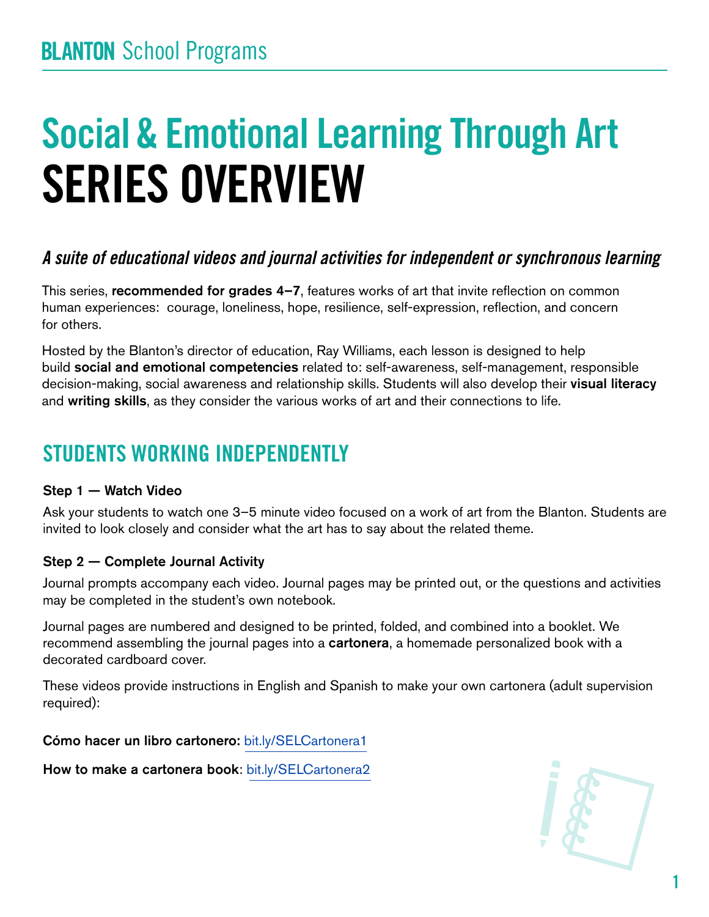**BLANTON** School Programs

# Social & Emotional Learning Through Art
# SERIES OVERVIEW

## *A suite of educational videos and journal activities for independent or synchronous learning*

This series, **recommended for grades 4–7**, features works of art that invite reflection on common human experiences: courage, loneliness, hope, resilience, self-expression, reflection, and concern for others.

Hosted by the Blanton's director of education, Ray Williams, each lesson is designed to help build **social and emotional competencies** related to: self-awareness, self-management, responsible decision-making, social awareness and relationship skills. Students will also develop their **visual literacy** and **writing skills**, as they consider the various works of art and their connections to life.

## STUDENTS WORKING INDEPENDENTLY

### Step 1 — Watch Video

Ask your students to watch one 3–5 minute video focused on a work of art from the Blanton. Students are invited to look closely and consider what the art has to say about the related theme.

### Step 2 — Complete Journal Activity

Journal prompts accompany each video. Journal pages may be printed out, or the questions and activities may be completed in the student's own notebook.

Journal pages are numbered and designed to be printed, folded, and combined into a booklet. We recommend assembling the journal pages into a **cartonera**, a homemade personalized book with a decorated cardboard cover.

These videos provide instructions in English and Spanish to make your own cartonera (adult supervision required):

**Cómo hacer un libro cartonero:** bit.ly/SELCartonera1

**How to make a cartonera book**: bit.ly/SELCartonera2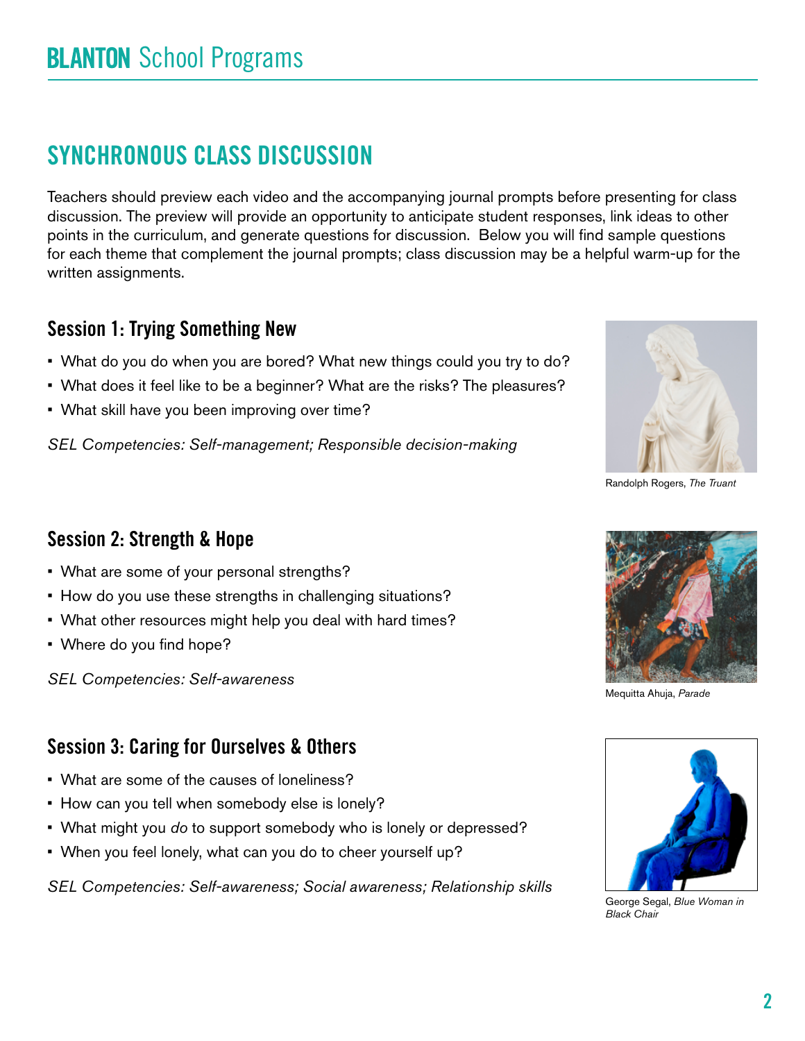## SYNCHRONOUS CLASS DISCUSSION

Teachers should preview each video and the accompanying journal prompts before presenting for class discussion. The preview will provide an opportunity to anticipate student responses, link ideas to other points in the curriculum, and generate questions for discussion. Below you will find sample questions for each theme that complement the journal prompts; class discussion may be a helpful warm-up for the written assignments.

### Session 1: Trying Something New

- What do you do when you are bored? What new things could you try to do?
- What does it feel like to be a beginner? What are the risks? The pleasures?
- What skill have you been improving over time?

*SEL Competencies: Self-management; Responsible decision-making*

Randolph Rogers, *The Truant*

### Session 2: Strength & Hope

- What are some of your personal strengths?
- How do you use these strengths in challenging situations?
- What other resources might help you deal with hard times?
- Where do you find hope?

*SEL Competencies: Self-awareness*

Mequitta Ahuja, *Parade*

### Session 3: Caring for Ourselves & Others

- What are some of the causes of loneliness?
- How can you tell when somebody else is lonely?
- What might you *do* to support somebody who is lonely or depressed?
- When you feel lonely, what can you do to cheer yourself up?

*SEL Competencies: Self-awareness; Social awareness; Relationship skills*

George Segal, *Blue Woman in Black Chair*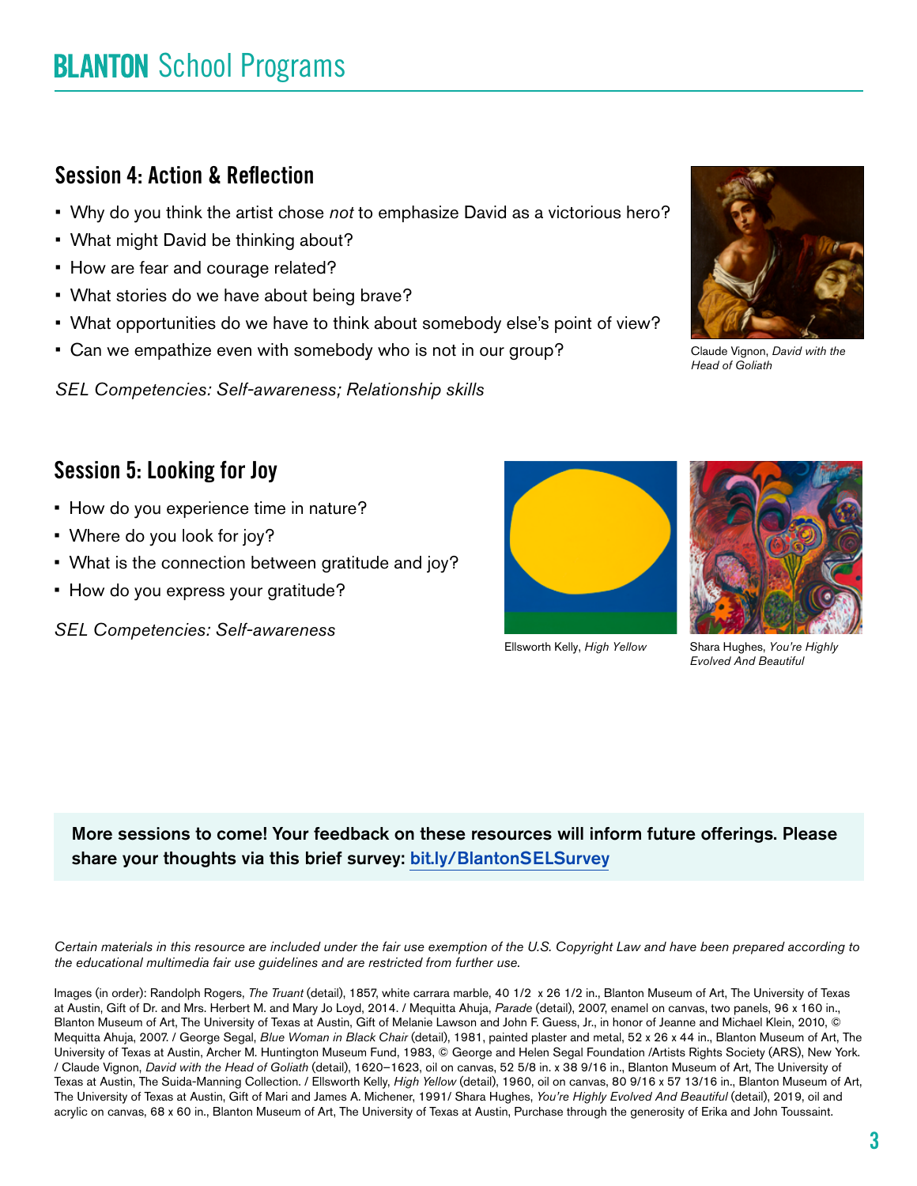## Session 4: Action & Reflection

- Why do you think the artist chose *not* to emphasize David as a victorious hero?
- What might David be thinking about?
- How are fear and courage related?
- What stories do we have about being brave?
- What opportunities do we have to think about somebody else's point of view?
- Can we empathize even with somebody who is not in our group?

*SEL Competencies: Self-awareness; Relationship skills*

Claude Vignon, *David with the Head of Goliath*

## Session 5: Looking for Joy

- How do you experience time in nature?
- Where do you look for joy?
- What is the connection between gratitude and joy?
- How do you express your gratitude?

*SEL Competencies: Self-awareness*

Ellsworth Kelly, *High Yellow*

Shara Hughes, *You're Highly Evolved And Beautiful*

**More sessions to come! Your feedback on these resources will inform future offerings. Please share your thoughts via this brief survey: bit.ly/BlantonSELSurvey**

*Certain materials in this resource are included under the fair use exemption of the U.S. Copyright Law and have been prepared according to the educational multimedia fair use guidelines and are restricted from further use.*

Images (in order): Randolph Rogers, *The Truant* (detail), 1857, white carrara marble, 40 1/2 x 26 1/2 in., Blanton Museum of Art, The University of Texas at Austin, Gift of Dr. and Mrs. Herbert M. and Mary Jo Loyd, 2014. / Mequitta Ahuja, *Parade* (detail), 2007, enamel on canvas, two panels, 96 x 160 in., Blanton Museum of Art, The University of Texas at Austin, Gift of Melanie Lawson and John F. Guess, Jr., in honor of Jeanne and Michael Klein, 2010, © Mequitta Ahuja, 2007. / George Segal, *Blue Woman in Black Chair* (detail), 1981, painted plaster and metal, 52 x 26 x 44 in., Blanton Museum of Art, The University of Texas at Austin, Archer M. Huntington Museum Fund, 1983, © George and Helen Segal Foundation /Artists Rights Society (ARS), New York. / Claude Vignon, *David with the Head of Goliath* (detail), 1620–1623, oil on canvas, 52 5/8 in. x 38 9/16 in., Blanton Museum of Art, The University of Texas at Austin, The Suida-Manning Collection. / Ellsworth Kelly, *High Yellow* (detail), 1960, oil on canvas, 80 9/16 x 57 13/16 in., Blanton Museum of Art, The University of Texas at Austin, Gift of Mari and James A. Michener, 1991/ Shara Hughes, *You're Highly Evolved And Beautiful* (detail), 2019, oil and acrylic on canvas, 68 x 60 in., Blanton Museum of Art, The University of Texas at Austin, Purchase through the generosity of Erika and John Toussaint.